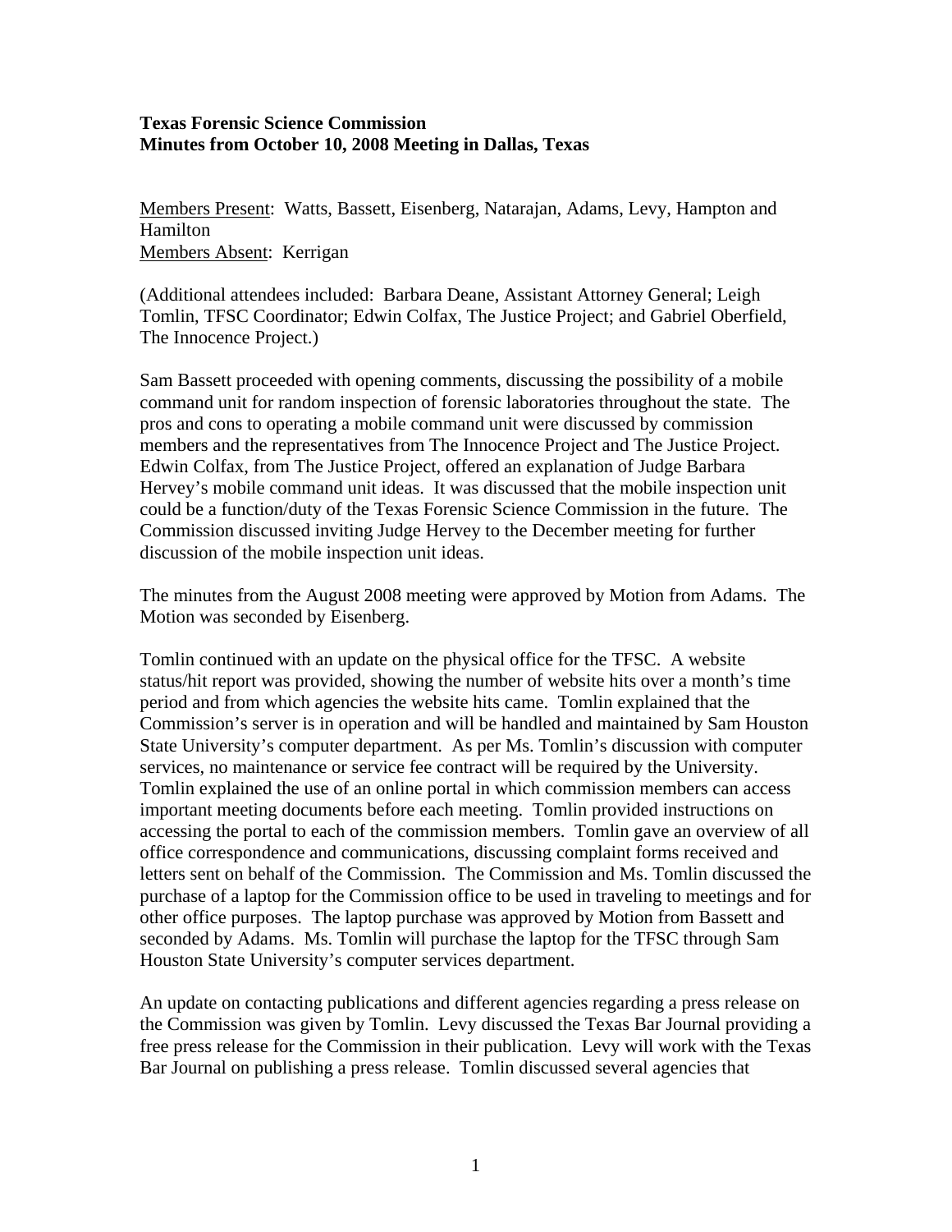**Texas Forensic Science Commission**
**Minutes from October 10, 2008 Meeting in Dallas, Texas**

Members Present: Watts, Bassett, Eisenberg, Natarajan, Adams, Levy, Hampton and Hamilton
Members Absent: Kerrigan

(Additional attendees included: Barbara Deane, Assistant Attorney General; Leigh Tomlin, TFSC Coordinator; Edwin Colfax, The Justice Project; and Gabriel Oberfield, The Innocence Project.)

Sam Bassett proceeded with opening comments, discussing the possibility of a mobile command unit for random inspection of forensic laboratories throughout the state. The pros and cons to operating a mobile command unit were discussed by commission members and the representatives from The Innocence Project and The Justice Project. Edwin Colfax, from The Justice Project, offered an explanation of Judge Barbara Hervey's mobile command unit ideas. It was discussed that the mobile inspection unit could be a function/duty of the Texas Forensic Science Commission in the future. The Commission discussed inviting Judge Hervey to the December meeting for further discussion of the mobile inspection unit ideas.

The minutes from the August 2008 meeting were approved by Motion from Adams. The Motion was seconded by Eisenberg.

Tomlin continued with an update on the physical office for the TFSC. A website status/hit report was provided, showing the number of website hits over a month's time period and from which agencies the website hits came. Tomlin explained that the Commission's server is in operation and will be handled and maintained by Sam Houston State University's computer department. As per Ms. Tomlin's discussion with computer services, no maintenance or service fee contract will be required by the University. Tomlin explained the use of an online portal in which commission members can access important meeting documents before each meeting. Tomlin provided instructions on accessing the portal to each of the commission members. Tomlin gave an overview of all office correspondence and communications, discussing complaint forms received and letters sent on behalf of the Commission. The Commission and Ms. Tomlin discussed the purchase of a laptop for the Commission office to be used in traveling to meetings and for other office purposes. The laptop purchase was approved by Motion from Bassett and seconded by Adams. Ms. Tomlin will purchase the laptop for the TFSC through Sam Houston State University's computer services department.

An update on contacting publications and different agencies regarding a press release on the Commission was given by Tomlin. Levy discussed the Texas Bar Journal providing a free press release for the Commission in their publication. Levy will work with the Texas Bar Journal on publishing a press release. Tomlin discussed several agencies that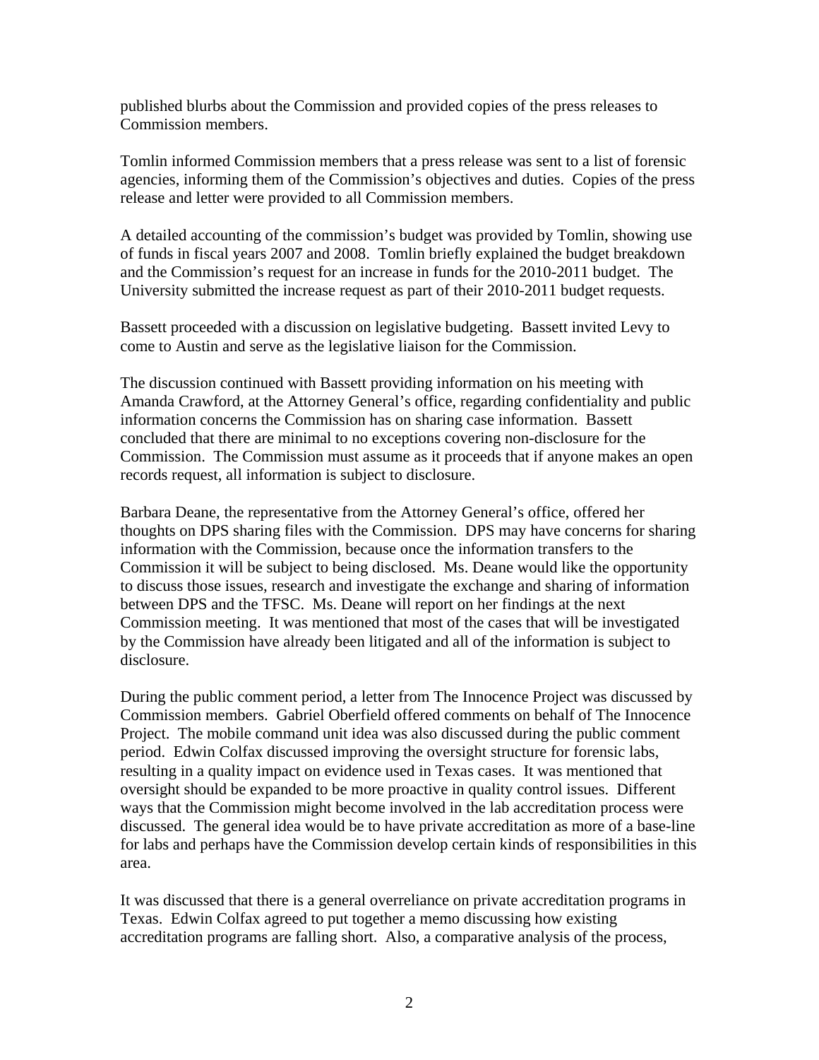published blurbs about the Commission and provided copies of the press releases to Commission members.

Tomlin informed Commission members that a press release was sent to a list of forensic agencies, informing them of the Commission's objectives and duties. Copies of the press release and letter were provided to all Commission members.

A detailed accounting of the commission's budget was provided by Tomlin, showing use of funds in fiscal years 2007 and 2008. Tomlin briefly explained the budget breakdown and the Commission's request for an increase in funds for the 2010-2011 budget. The University submitted the increase request as part of their 2010-2011 budget requests.

Bassett proceeded with a discussion on legislative budgeting. Bassett invited Levy to come to Austin and serve as the legislative liaison for the Commission.

The discussion continued with Bassett providing information on his meeting with Amanda Crawford, at the Attorney General's office, regarding confidentiality and public information concerns the Commission has on sharing case information. Bassett concluded that there are minimal to no exceptions covering non-disclosure for the Commission. The Commission must assume as it proceeds that if anyone makes an open records request, all information is subject to disclosure.

Barbara Deane, the representative from the Attorney General's office, offered her thoughts on DPS sharing files with the Commission. DPS may have concerns for sharing information with the Commission, because once the information transfers to the Commission it will be subject to being disclosed. Ms. Deane would like the opportunity to discuss those issues, research and investigate the exchange and sharing of information between DPS and the TFSC. Ms. Deane will report on her findings at the next Commission meeting. It was mentioned that most of the cases that will be investigated by the Commission have already been litigated and all of the information is subject to disclosure.

During the public comment period, a letter from The Innocence Project was discussed by Commission members. Gabriel Oberfield offered comments on behalf of The Innocence Project. The mobile command unit idea was also discussed during the public comment period. Edwin Colfax discussed improving the oversight structure for forensic labs, resulting in a quality impact on evidence used in Texas cases. It was mentioned that oversight should be expanded to be more proactive in quality control issues. Different ways that the Commission might become involved in the lab accreditation process were discussed. The general idea would be to have private accreditation as more of a base-line for labs and perhaps have the Commission develop certain kinds of responsibilities in this area.

It was discussed that there is a general overreliance on private accreditation programs in Texas. Edwin Colfax agreed to put together a memo discussing how existing accreditation programs are falling short. Also, a comparative analysis of the process,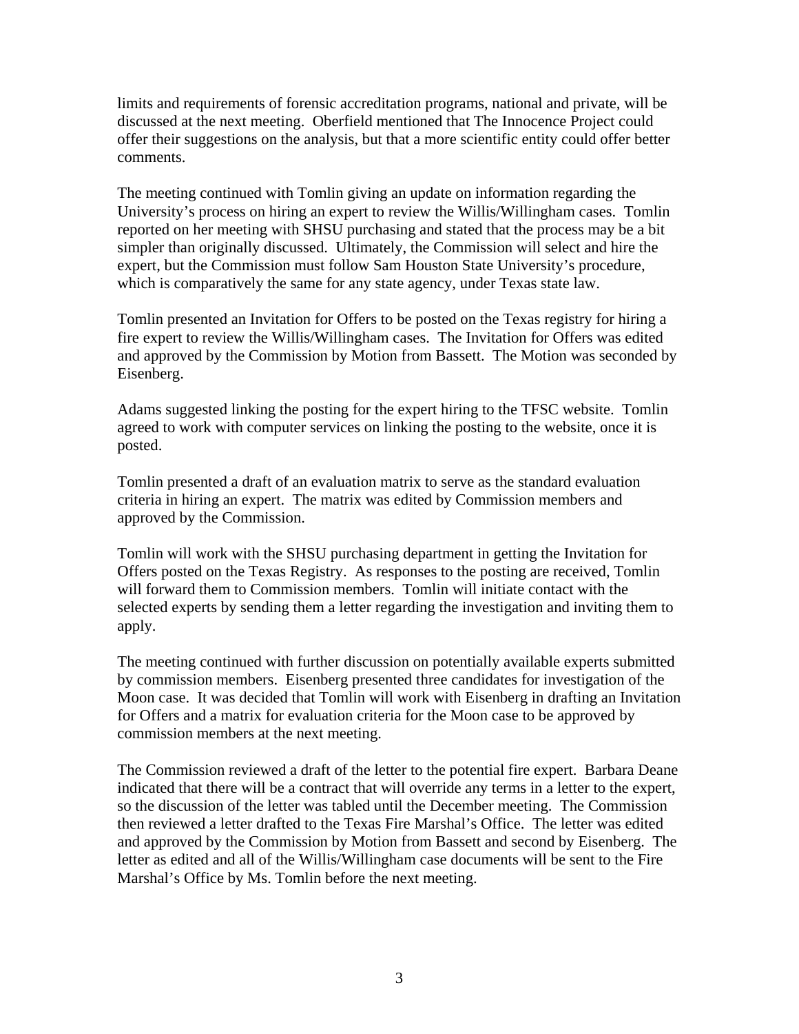limits and requirements of forensic accreditation programs, national and private, will be discussed at the next meeting. Oberfield mentioned that The Innocence Project could offer their suggestions on the analysis, but that a more scientific entity could offer better comments.

The meeting continued with Tomlin giving an update on information regarding the University's process on hiring an expert to review the Willis/Willingham cases. Tomlin reported on her meeting with SHSU purchasing and stated that the process may be a bit simpler than originally discussed. Ultimately, the Commission will select and hire the expert, but the Commission must follow Sam Houston State University's procedure, which is comparatively the same for any state agency, under Texas state law.

Tomlin presented an Invitation for Offers to be posted on the Texas registry for hiring a fire expert to review the Willis/Willingham cases. The Invitation for Offers was edited and approved by the Commission by Motion from Bassett. The Motion was seconded by Eisenberg.

Adams suggested linking the posting for the expert hiring to the TFSC website. Tomlin agreed to work with computer services on linking the posting to the website, once it is posted.

Tomlin presented a draft of an evaluation matrix to serve as the standard evaluation criteria in hiring an expert. The matrix was edited by Commission members and approved by the Commission.

Tomlin will work with the SHSU purchasing department in getting the Invitation for Offers posted on the Texas Registry. As responses to the posting are received, Tomlin will forward them to Commission members. Tomlin will initiate contact with the selected experts by sending them a letter regarding the investigation and inviting them to apply.

The meeting continued with further discussion on potentially available experts submitted by commission members. Eisenberg presented three candidates for investigation of the Moon case. It was decided that Tomlin will work with Eisenberg in drafting an Invitation for Offers and a matrix for evaluation criteria for the Moon case to be approved by commission members at the next meeting.

The Commission reviewed a draft of the letter to the potential fire expert. Barbara Deane indicated that there will be a contract that will override any terms in a letter to the expert, so the discussion of the letter was tabled until the December meeting. The Commission then reviewed a letter drafted to the Texas Fire Marshal's Office. The letter was edited and approved by the Commission by Motion from Bassett and second by Eisenberg. The letter as edited and all of the Willis/Willingham case documents will be sent to the Fire Marshal's Office by Ms. Tomlin before the next meeting.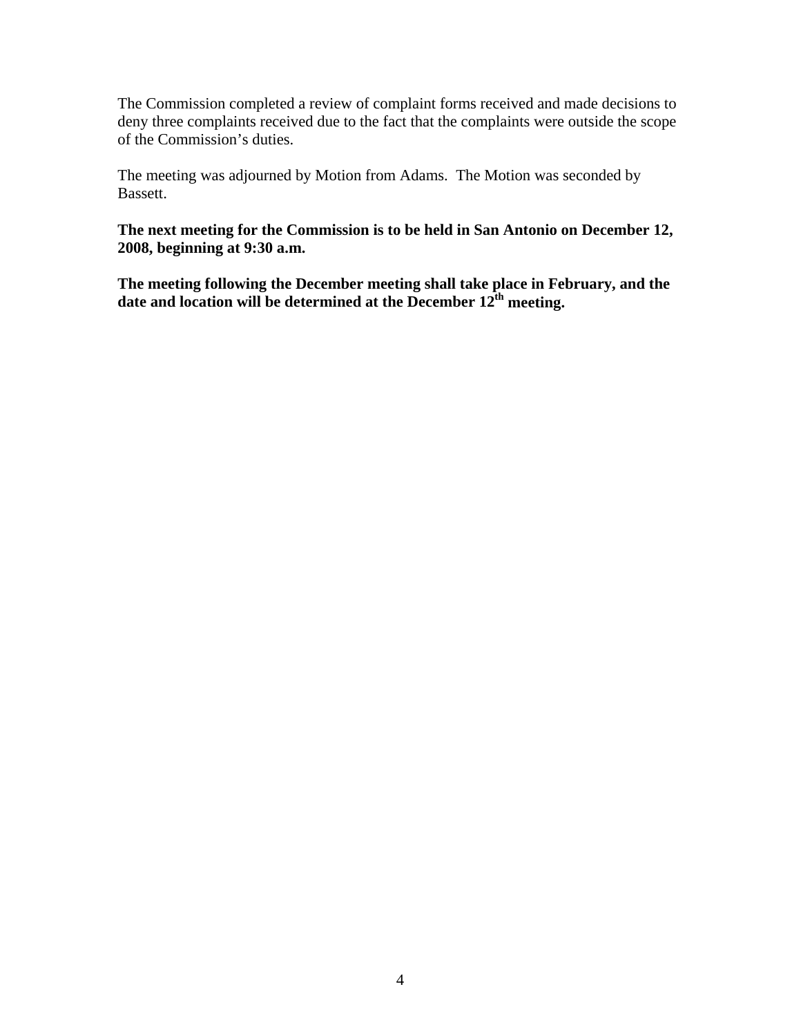The Commission completed a review of complaint forms received and made decisions to deny three complaints received due to the fact that the complaints were outside the scope of the Commission's duties.

The meeting was adjourned by Motion from Adams. The Motion was seconded by Bassett.

**The next meeting for the Commission is to be held in San Antonio on December 12, 2008, beginning at 9:30 a.m.**

**The meeting following the December meeting shall take place in February, and the date and location will be determined at the December 12th meeting.**